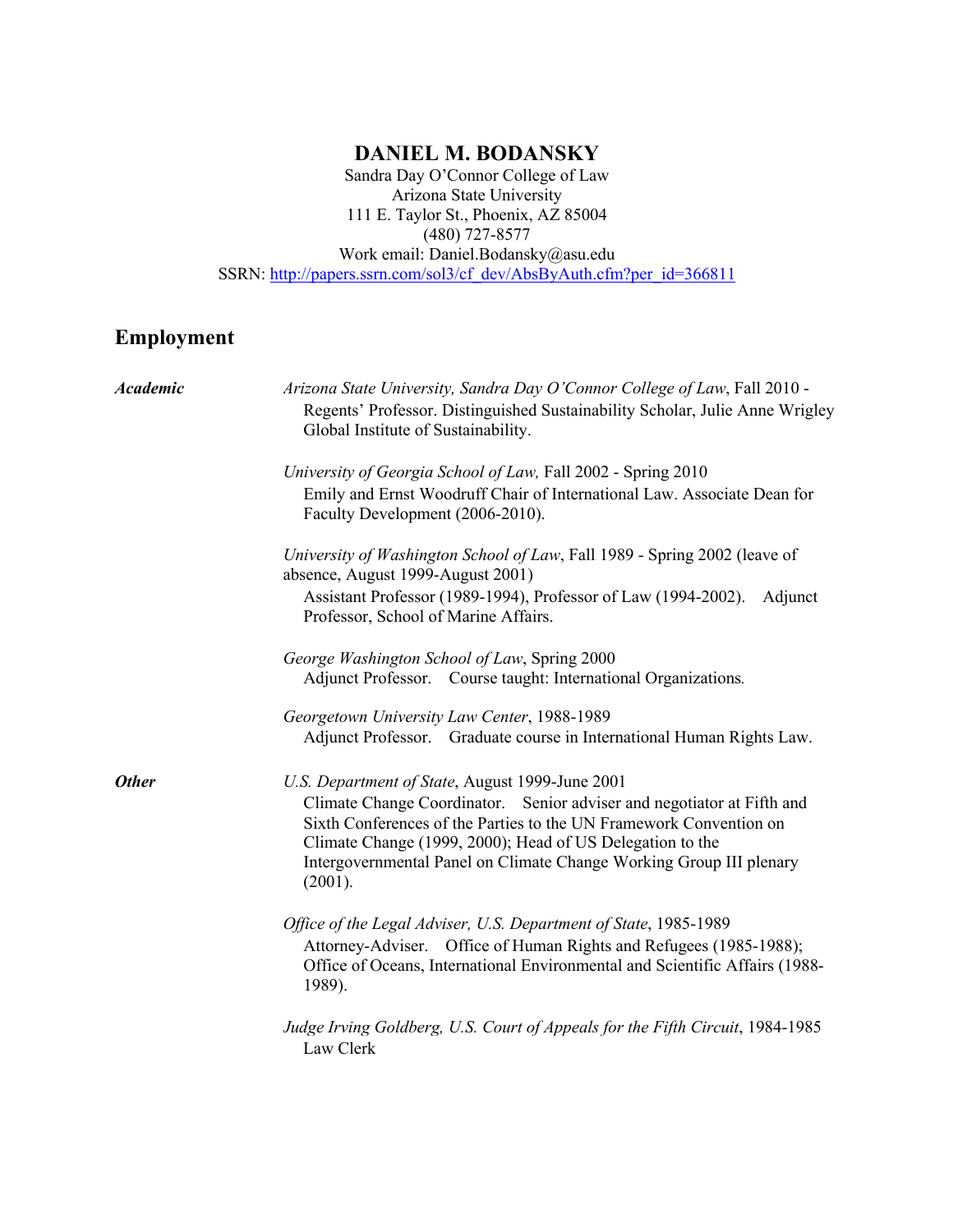# DANIEL M. BODANSKY

Sandra Day O'Connor College of Law
Arizona State University
111 E. Taylor St., Phoenix, AZ 85004
(480) 727-8577
Work email: Daniel.Bodansky@asu.edu
SSRN: http://papers.ssrn.com/sol3/cf_dev/AbsByAuth.cfm?per_id=366811

## Employment

### *Academic*

*Arizona State University, Sandra Day O'Connor College of Law*, Fall 2010 -
Regents' Professor. Distinguished Sustainability Scholar, Julie Anne Wrigley Global Institute of Sustainability.

*University of Georgia School of Law,* Fall 2002 - Spring 2010
Emily and Ernst Woodruff Chair of International Law. Associate Dean for Faculty Development (2006-2010).

*University of Washington School of Law*, Fall 1989 - Spring 2002 (leave of absence, August 1999-August 2001)
Assistant Professor (1989-1994), Professor of Law (1994-2002). Adjunct Professor, School of Marine Affairs.

*George Washington School of Law*, Spring 2000
Adjunct Professor. Course taught: International Organizations.

*Georgetown University Law Center*, 1988-1989
Adjunct Professor. Graduate course in International Human Rights Law.

### *Other*

*U.S. Department of State*, August 1999-June 2001
Climate Change Coordinator. Senior adviser and negotiator at Fifth and Sixth Conferences of the Parties to the UN Framework Convention on Climate Change (1999, 2000); Head of US Delegation to the Intergovernmental Panel on Climate Change Working Group III plenary (2001).

*Office of the Legal Adviser, U.S. Department of State*, 1985-1989
Attorney-Adviser. Office of Human Rights and Refugees (1985-1988); Office of Oceans, International Environmental and Scientific Affairs (1988-1989).

*Judge Irving Goldberg, U.S. Court of Appeals for the Fifth Circuit*, 1984-1985
Law Clerk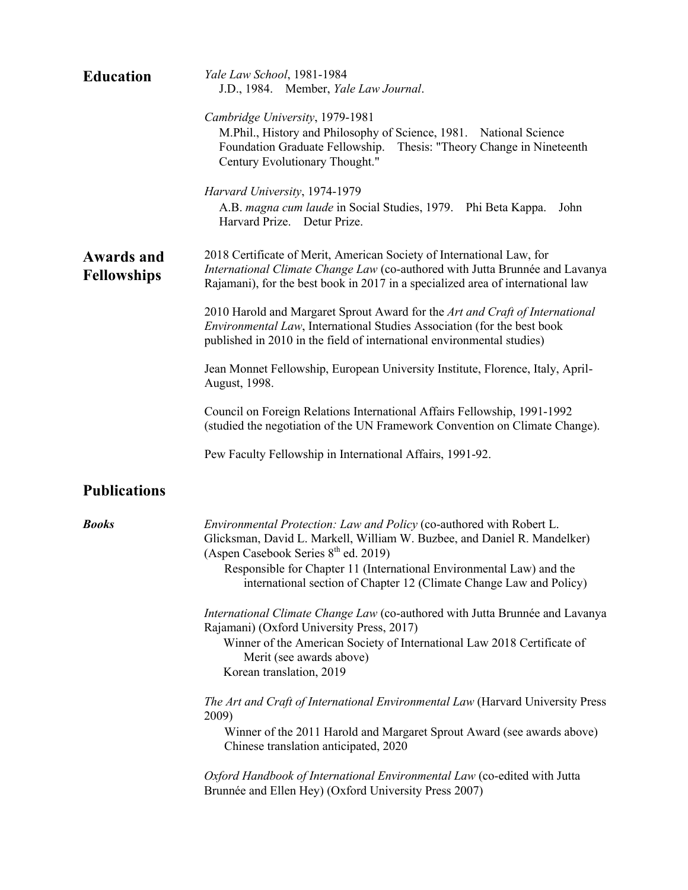## Education

*Yale Law School*, 1981-1984
J.D., 1984. Member, *Yale Law Journal*.

*Cambridge University*, 1979-1981
M.Phil., History and Philosophy of Science, 1981. National Science Foundation Graduate Fellowship. Thesis: "Theory Change in Nineteenth Century Evolutionary Thought."

*Harvard University*, 1974-1979
A.B. *magna cum laude* in Social Studies, 1979. Phi Beta Kappa. John Harvard Prize. Detur Prize.

## Awards and Fellowships

2018 Certificate of Merit, American Society of International Law, for *International Climate Change Law* (co-authored with Jutta Brunnée and Lavanya Rajamani), for the best book in 2017 in a specialized area of international law

2010 Harold and Margaret Sprout Award for the *Art and Craft of International Environmental Law*, International Studies Association (for the best book published in 2010 in the field of international environmental studies)

Jean Monnet Fellowship, European University Institute, Florence, Italy, April-August, 1998.

Council on Foreign Relations International Affairs Fellowship, 1991-1992 (studied the negotiation of the UN Framework Convention on Climate Change).

Pew Faculty Fellowship in International Affairs, 1991-92.

## Publications

### *Books*

*Environmental Protection: Law and Policy* (co-authored with Robert L. Glicksman, David L. Markell, William W. Buzbee, and Daniel R. Mandelker) (Aspen Casebook Series 8th ed. 2019)
Responsible for Chapter 11 (International Environmental Law) and the international section of Chapter 12 (Climate Change Law and Policy)

*International Climate Change Law* (co-authored with Jutta Brunnée and Lavanya Rajamani) (Oxford University Press, 2017)
Winner of the American Society of International Law 2018 Certificate of Merit (see awards above)
Korean translation, 2019

*The Art and Craft of International Environmental Law* (Harvard University Press 2009)
Winner of the 2011 Harold and Margaret Sprout Award (see awards above)
Chinese translation anticipated, 2020

*Oxford Handbook of International Environmental Law* (co-edited with Jutta Brunnée and Ellen Hey) (Oxford University Press 2007)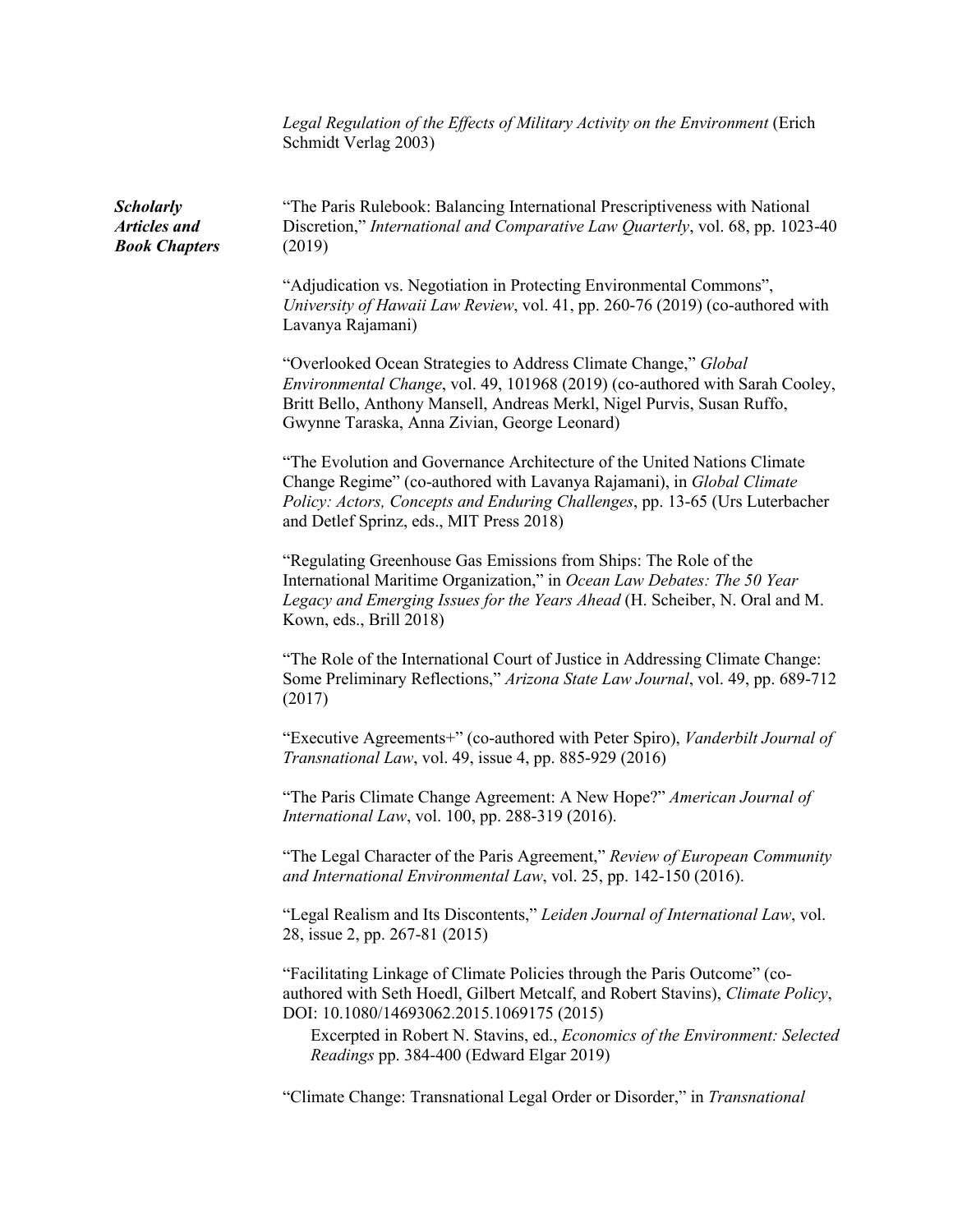*Legal Regulation of the Effects of Military Activity on the Environment* (Erich Schmidt Verlag 2003)

***Scholarly Articles and Book Chapters***

"The Paris Rulebook: Balancing International Prescriptiveness with National Discretion," *International and Comparative Law Quarterly*, vol. 68, pp. 1023-40 (2019)

"Adjudication vs. Negotiation in Protecting Environmental Commons", *University of Hawaii Law Review*, vol. 41, pp. 260-76 (2019) (co-authored with Lavanya Rajamani)

"Overlooked Ocean Strategies to Address Climate Change," *Global Environmental Change*, vol. 49, 101968 (2019) (co-authored with Sarah Cooley, Britt Bello, Anthony Mansell, Andreas Merkl, Nigel Purvis, Susan Ruffo, Gwynne Taraska, Anna Zivian, George Leonard)

"The Evolution and Governance Architecture of the United Nations Climate Change Regime" (co-authored with Lavanya Rajamani), in *Global Climate Policy: Actors, Concepts and Enduring Challenges*, pp. 13-65 (Urs Luterbacher and Detlef Sprinz, eds., MIT Press 2018)

"Regulating Greenhouse Gas Emissions from Ships: The Role of the International Maritime Organization," in *Ocean Law Debates: The 50 Year Legacy and Emerging Issues for the Years Ahead* (H. Scheiber, N. Oral and M. Kown, eds., Brill 2018)

"The Role of the International Court of Justice in Addressing Climate Change: Some Preliminary Reflections," *Arizona State Law Journal*, vol. 49, pp. 689-712 (2017)

"Executive Agreements+" (co-authored with Peter Spiro), *Vanderbilt Journal of Transnational Law*, vol. 49, issue 4, pp. 885-929 (2016)

"The Paris Climate Change Agreement: A New Hope?" *American Journal of International Law*, vol. 100, pp. 288-319 (2016).

"The Legal Character of the Paris Agreement," *Review of European Community and International Environmental Law*, vol. 25, pp. 142-150 (2016).

"Legal Realism and Its Discontents," *Leiden Journal of International Law*, vol. 28, issue 2, pp. 267-81 (2015)

"Facilitating Linkage of Climate Policies through the Paris Outcome" (co-authored with Seth Hoedl, Gilbert Metcalf, and Robert Stavins), *Climate Policy*, DOI: 10.1080/14693062.2015.1069175 (2015)

Excerpted in Robert N. Stavins, ed., *Economics of the Environment: Selected Readings* pp. 384-400 (Edward Elgar 2019)

"Climate Change: Transnational Legal Order or Disorder," in *Transnational*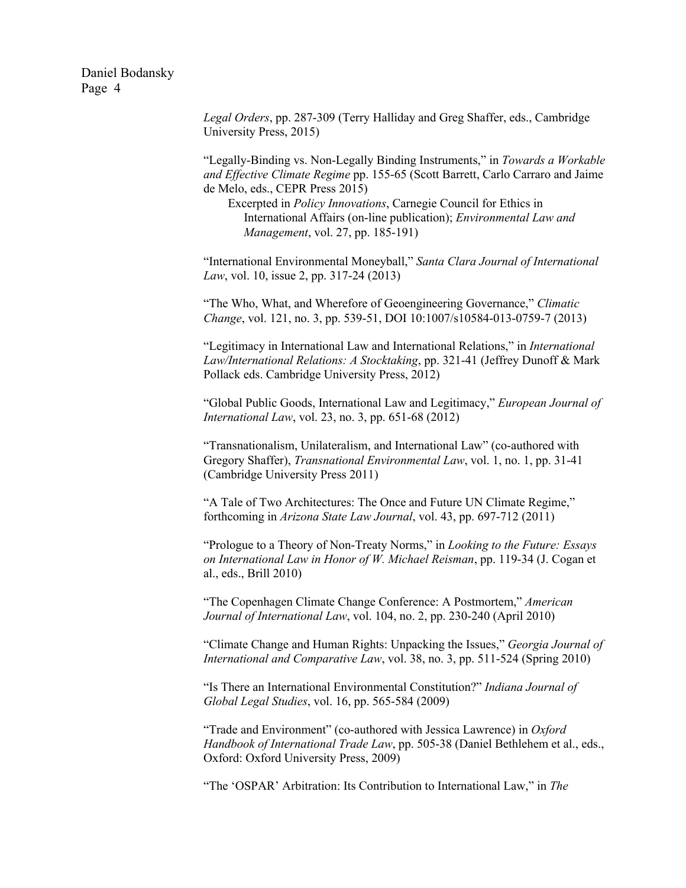*Legal Orders*, pp. 287-309 (Terry Halliday and Greg Shaffer, eds., Cambridge University Press, 2015)

"Legally-Binding vs. Non-Legally Binding Instruments," in *Towards a Workable and Effective Climate Regime* pp. 155-65 (Scott Barrett, Carlo Carraro and Jaime de Melo, eds., CEPR Press 2015)
Excerpted in *Policy Innovations*, Carnegie Council for Ethics in International Affairs (on-line publication); *Environmental Law and Management*, vol. 27, pp. 185-191)

"International Environmental Moneyball," *Santa Clara Journal of International Law*, vol. 10, issue 2, pp. 317-24 (2013)

"The Who, What, and Wherefore of Geoengineering Governance," *Climatic Change*, vol. 121, no. 3, pp. 539-51, DOI 10:1007/s10584-013-0759-7 (2013)

"Legitimacy in International Law and International Relations," in *International Law/International Relations: A Stocktaking*, pp. 321-41 (Jeffrey Dunoff & Mark Pollack eds. Cambridge University Press, 2012)

"Global Public Goods, International Law and Legitimacy," *European Journal of International Law*, vol. 23, no. 3, pp. 651-68 (2012)

"Transnationalism, Unilateralism, and International Law" (co-authored with Gregory Shaffer), *Transnational Environmental Law*, vol. 1, no. 1, pp. 31-41 (Cambridge University Press 2011)

"A Tale of Two Architectures: The Once and Future UN Climate Regime," forthcoming in *Arizona State Law Journal*, vol. 43, pp. 697-712 (2011)

"Prologue to a Theory of Non-Treaty Norms," in *Looking to the Future: Essays on International Law in Honor of W. Michael Reisman*, pp. 119-34 (J. Cogan et al., eds., Brill 2010)

"The Copenhagen Climate Change Conference: A Postmortem," *American Journal of International Law*, vol. 104, no. 2, pp. 230-240 (April 2010)

"Climate Change and Human Rights: Unpacking the Issues," *Georgia Journal of International and Comparative Law*, vol. 38, no. 3, pp. 511-524 (Spring 2010)

"Is There an International Environmental Constitution?" *Indiana Journal of Global Legal Studies*, vol. 16, pp. 565-584 (2009)

"Trade and Environment" (co-authored with Jessica Lawrence) in *Oxford Handbook of International Trade Law*, pp. 505-38 (Daniel Bethlehem et al., eds., Oxford: Oxford University Press, 2009)

"The 'OSPAR' Arbitration: Its Contribution to International Law," in *The*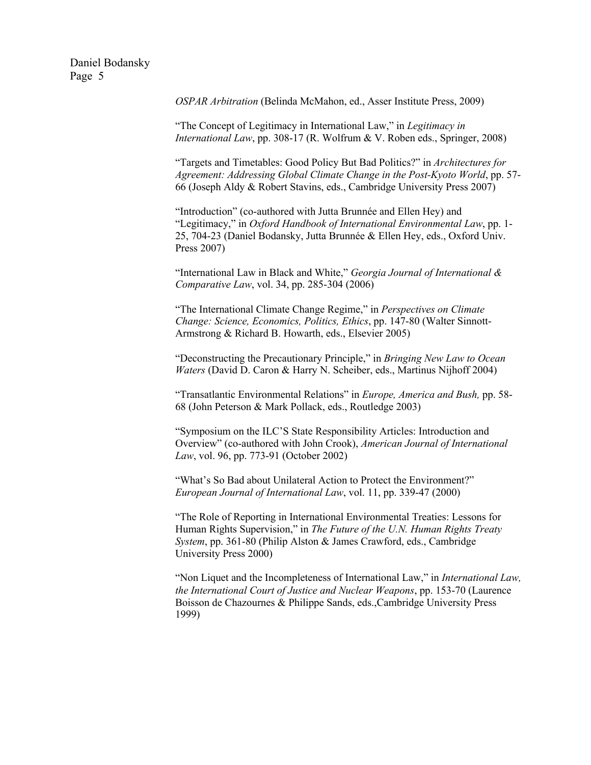*OSPAR Arbitration* (Belinda McMahon, ed., Asser Institute Press, 2009)

"The Concept of Legitimacy in International Law," in *Legitimacy in International Law*, pp. 308-17 (R. Wolfrum & V. Roben eds., Springer, 2008)

"Targets and Timetables: Good Policy But Bad Politics?" in *Architectures for Agreement: Addressing Global Climate Change in the Post-Kyoto World*, pp. 57-66 (Joseph Aldy & Robert Stavins, eds., Cambridge University Press 2007)

"Introduction" (co-authored with Jutta Brunnée and Ellen Hey) and "Legitimacy," in *Oxford Handbook of International Environmental Law*, pp. 1-25, 704-23 (Daniel Bodansky, Jutta Brunnée & Ellen Hey, eds., Oxford Univ. Press 2007)

"International Law in Black and White," *Georgia Journal of International & Comparative Law*, vol. 34, pp. 285-304 (2006)

"The International Climate Change Regime," in *Perspectives on Climate Change: Science, Economics, Politics, Ethics*, pp. 147-80 (Walter Sinnott-Armstrong & Richard B. Howarth, eds., Elsevier 2005)

"Deconstructing the Precautionary Principle," in *Bringing New Law to Ocean Waters* (David D. Caron & Harry N. Scheiber, eds., Martinus Nijhoff 2004)

"Transatlantic Environmental Relations" in *Europe, America and Bush,* pp. 58-68 (John Peterson & Mark Pollack, eds., Routledge 2003)

"Symposium on the ILC'S State Responsibility Articles: Introduction and Overview" (co-authored with John Crook), *American Journal of International Law*, vol. 96, pp. 773-91 (October 2002)

"What's So Bad about Unilateral Action to Protect the Environment?" *European Journal of International Law*, vol. 11, pp. 339-47 (2000)

"The Role of Reporting in International Environmental Treaties: Lessons for Human Rights Supervision," in *The Future of the U.N. Human Rights Treaty System*, pp. 361-80 (Philip Alston & James Crawford, eds., Cambridge University Press 2000)

"Non Liquet and the Incompleteness of International Law," in *International Law, the International Court of Justice and Nuclear Weapons*, pp. 153-70 (Laurence Boisson de Chazournes & Philippe Sands, eds.,Cambridge University Press 1999)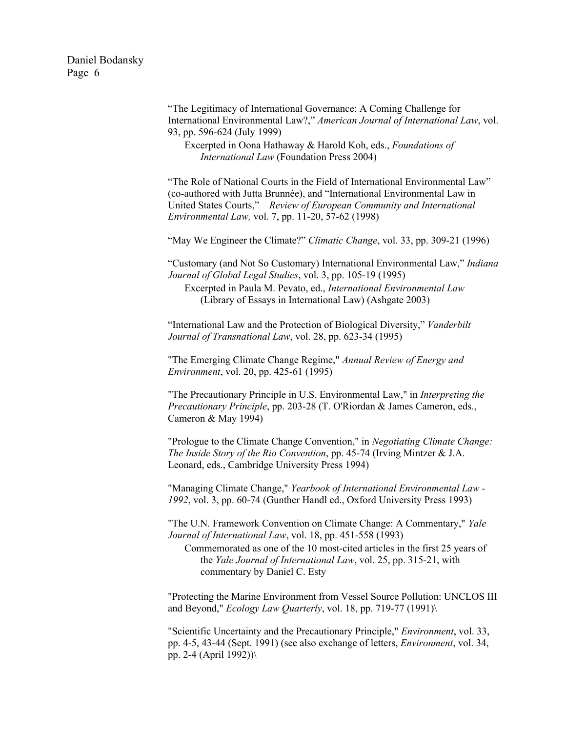"The Legitimacy of International Governance: A Coming Challenge for International Environmental Law?," *American Journal of International Law*, vol. 93, pp. 596-624 (July 1999)

Excerpted in Oona Hathaway & Harold Koh, eds., *Foundations of International Law* (Foundation Press 2004)

"The Role of National Courts in the Field of International Environmental Law" (co-authored with Jutta Brunnée), and "International Environmental Law in United States Courts," *Review of European Community and International Environmental Law,* vol. 7, pp. 11-20, 57-62 (1998)

"May We Engineer the Climate?" *Climatic Change*, vol. 33, pp. 309-21 (1996)

"Customary (and Not So Customary) International Environmental Law," *Indiana Journal of Global Legal Studies*, vol. 3, pp. 105-19 (1995)

Excerpted in Paula M. Pevato, ed., *International Environmental Law* (Library of Essays in International Law) (Ashgate 2003)

"International Law and the Protection of Biological Diversity," *Vanderbilt Journal of Transnational Law*, vol. 28, pp. 623-34 (1995)

"The Emerging Climate Change Regime," *Annual Review of Energy and Environment*, vol. 20, pp. 425-61 (1995)

"The Precautionary Principle in U.S. Environmental Law," in *Interpreting the Precautionary Principle*, pp. 203-28 (T. O'Riordan & James Cameron, eds., Cameron & May 1994)

"Prologue to the Climate Change Convention," in *Negotiating Climate Change: The Inside Story of the Rio Convention*, pp. 45-74 (Irving Mintzer & J.A. Leonard, eds., Cambridge University Press 1994)

"Managing Climate Change," *Yearbook of International Environmental Law - 1992*, vol. 3, pp. 60-74 (Gunther Handl ed., Oxford University Press 1993)

"The U.N. Framework Convention on Climate Change: A Commentary," *Yale Journal of International Law*, vol. 18, pp. 451-558 (1993)

Commemorated as one of the 10 most-cited articles in the first 25 years of the *Yale Journal of International Law*, vol. 25, pp. 315-21, with commentary by Daniel C. Esty

"Protecting the Marine Environment from Vessel Source Pollution: UNCLOS III and Beyond," *Ecology Law Quarterly*, vol. 18, pp. 719-77 (1991)\

"Scientific Uncertainty and the Precautionary Principle," *Environment*, vol. 33, pp. 4-5, 43-44 (Sept. 1991) (see also exchange of letters, *Environment*, vol. 34, pp. 2-4 (April 1992))\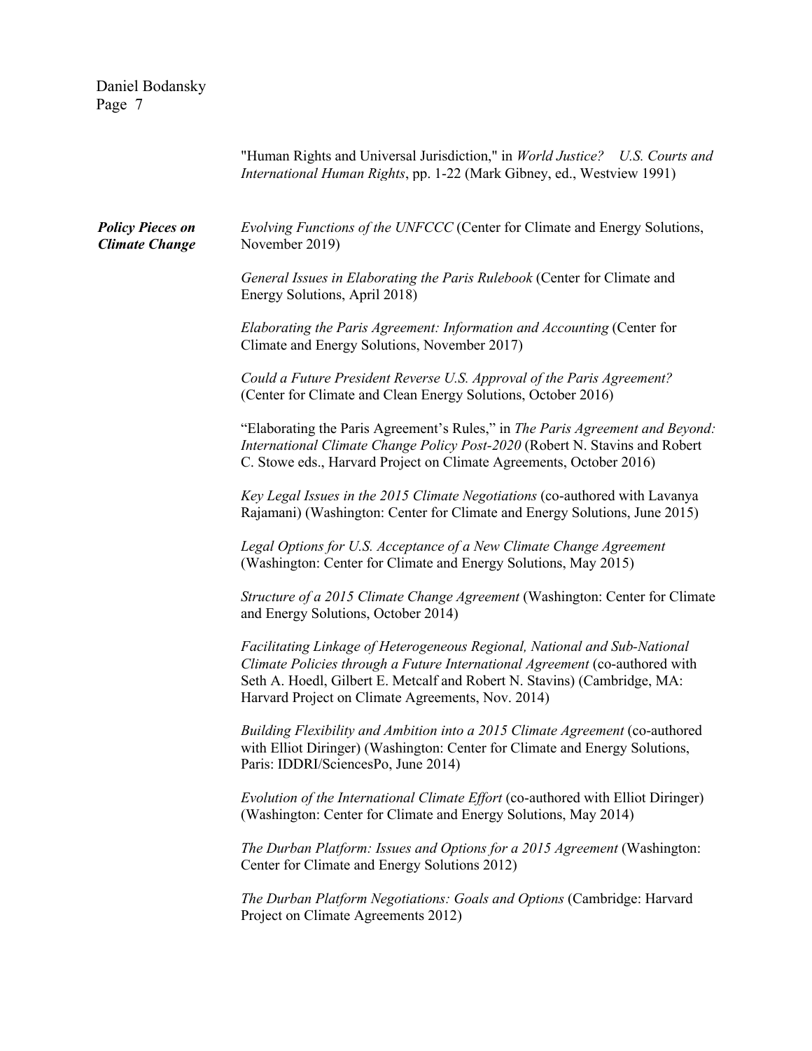"Human Rights and Universal Jurisdiction," in *World Justice? U.S. Courts and International Human Rights*, pp. 1-22 (Mark Gibney, ed., Westview 1991)

***Policy Pieces on Climate Change***

*Evolving Functions of the UNFCCC* (Center for Climate and Energy Solutions, November 2019)

*General Issues in Elaborating the Paris Rulebook* (Center for Climate and Energy Solutions, April 2018)

*Elaborating the Paris Agreement: Information and Accounting* (Center for Climate and Energy Solutions, November 2017)

*Could a Future President Reverse U.S. Approval of the Paris Agreement?* (Center for Climate and Clean Energy Solutions, October 2016)

"Elaborating the Paris Agreement's Rules," in *The Paris Agreement and Beyond: International Climate Change Policy Post-2020* (Robert N. Stavins and Robert C. Stowe eds., Harvard Project on Climate Agreements, October 2016)

*Key Legal Issues in the 2015 Climate Negotiations* (co-authored with Lavanya Rajamani) (Washington: Center for Climate and Energy Solutions, June 2015)

*Legal Options for U.S. Acceptance of a New Climate Change Agreement* (Washington: Center for Climate and Energy Solutions, May 2015)

*Structure of a 2015 Climate Change Agreement* (Washington: Center for Climate and Energy Solutions, October 2014)

*Facilitating Linkage of Heterogeneous Regional, National and Sub-National Climate Policies through a Future International Agreement* (co-authored with Seth A. Hoedl, Gilbert E. Metcalf and Robert N. Stavins) (Cambridge, MA: Harvard Project on Climate Agreements, Nov. 2014)

*Building Flexibility and Ambition into a 2015 Climate Agreement* (co-authored with Elliot Diringer) (Washington: Center for Climate and Energy Solutions, Paris: IDDRI/SciencesPo, June 2014)

*Evolution of the International Climate Effort* (co-authored with Elliot Diringer) (Washington: Center for Climate and Energy Solutions, May 2014)

*The Durban Platform: Issues and Options for a 2015 Agreement* (Washington: Center for Climate and Energy Solutions 2012)

*The Durban Platform Negotiations: Goals and Options* (Cambridge: Harvard Project on Climate Agreements 2012)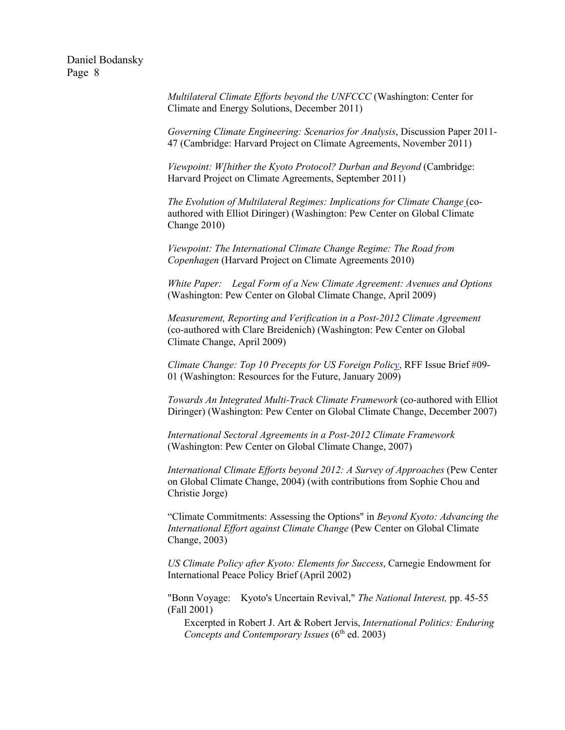*Multilateral Climate Efforts beyond the UNFCCC* (Washington: Center for Climate and Energy Solutions, December 2011)

*Governing Climate Engineering: Scenarios for Analysis*, Discussion Paper 2011-47 (Cambridge: Harvard Project on Climate Agreements, November 2011)

*Viewpoint: W[hither the Kyoto Protocol? Durban and Beyond* (Cambridge: Harvard Project on Climate Agreements, September 2011)

*The Evolution of Multilateral Regimes: Implications for Climate Change* (co-authored with Elliot Diringer) (Washington: Pew Center on Global Climate Change 2010)

*Viewpoint: The International Climate Change Regime: The Road from Copenhagen* (Harvard Project on Climate Agreements 2010)

*White Paper: Legal Form of a New Climate Agreement: Avenues and Options* (Washington: Pew Center on Global Climate Change, April 2009)

*Measurement, Reporting and Verification in a Post-2012 Climate Agreement* (co-authored with Clare Breidenich) (Washington: Pew Center on Global Climate Change, April 2009)

*Climate Change: Top 10 Precepts for US Foreign Policy*, RFF Issue Brief #09-01 (Washington: Resources for the Future, January 2009)

*Towards An Integrated Multi-Track Climate Framework* (co-authored with Elliot Diringer) (Washington: Pew Center on Global Climate Change, December 2007)

*International Sectoral Agreements in a Post-2012 Climate Framework* (Washington: Pew Center on Global Climate Change, 2007)

*International Climate Efforts beyond 2012: A Survey of Approaches* (Pew Center on Global Climate Change, 2004) (with contributions from Sophie Chou and Christie Jorge)

"Climate Commitments: Assessing the Options" in *Beyond Kyoto: Advancing the International Effort against Climate Change* (Pew Center on Global Climate Change, 2003)

*US Climate Policy after Kyoto: Elements for Success*, Carnegie Endowment for International Peace Policy Brief (April 2002)

"Bonn Voyage: Kyoto's Uncertain Revival," *The National Interest,* pp. 45-55 (Fall 2001)

Excerpted in Robert J. Art & Robert Jervis, *International Politics: Enduring Concepts and Contemporary Issues* (6th ed. 2003)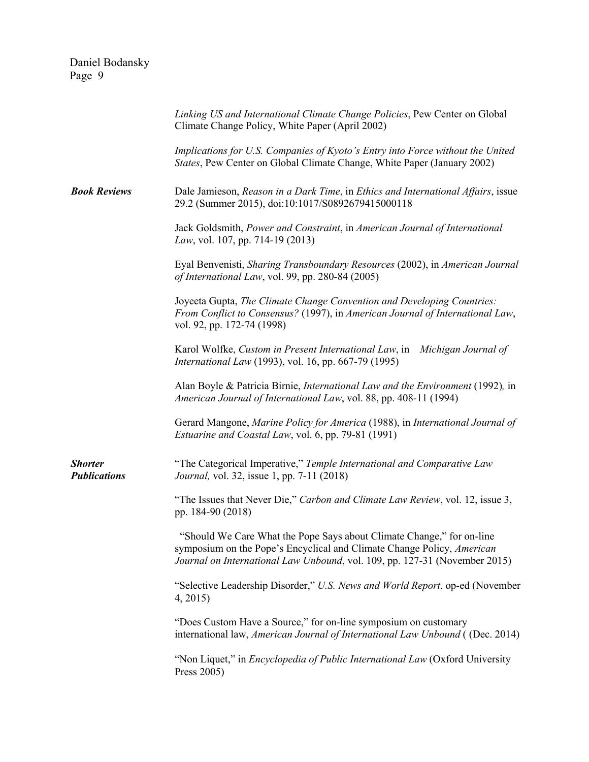*Linking US and International Climate Change Policies*, Pew Center on Global Climate Change Policy, White Paper (April 2002)

*Implications for U.S. Companies of Kyoto's Entry into Force without the United States*, Pew Center on Global Climate Change, White Paper (January 2002)

***Book Reviews***

Dale Jamieson, *Reason in a Dark Time*, in *Ethics and International Affairs*, issue 29.2 (Summer 2015), doi:10:1017/S0892679415000118

Jack Goldsmith, *Power and Constraint*, in *American Journal of International Law*, vol. 107, pp. 714-19 (2013)

Eyal Benvenisti, *Sharing Transboundary Resources* (2002), in *American Journal of International Law*, vol. 99, pp. 280-84 (2005)

Joyeeta Gupta, *The Climate Change Convention and Developing Countries: From Conflict to Consensus?* (1997), in *American Journal of International Law*, vol. 92, pp. 172-74 (1998)

Karol Wolfke, *Custom in Present International Law*, in *Michigan Journal of International Law* (1993), vol. 16, pp. 667-79 (1995)

Alan Boyle & Patricia Birnie, *International Law and the Environment* (1992)*,* in *American Journal of International Law*, vol. 88, pp. 408-11 (1994)

Gerard Mangone, *Marine Policy for America* (1988), in *International Journal of Estuarine and Coastal Law*, vol. 6, pp. 79-81 (1991)

***Shorter Publications***

"The Categorical Imperative," *Temple International and Comparative Law Journal,* vol. 32, issue 1, pp. 7-11 (2018)

"The Issues that Never Die," *Carbon and Climate Law Review*, vol. 12, issue 3, pp. 184-90 (2018)

"Should We Care What the Pope Says about Climate Change," for on-line symposium on the Pope's Encyclical and Climate Change Policy, *American Journal on International Law Unbound*, vol. 109, pp. 127-31 (November 2015)

"Selective Leadership Disorder," *U.S. News and World Report*, op-ed (November 4, 2015)

"Does Custom Have a Source," for on-line symposium on customary international law, *American Journal of International Law Unbound* ( (Dec. 2014)

"Non Liquet," in *Encyclopedia of Public International Law* (Oxford University Press 2005)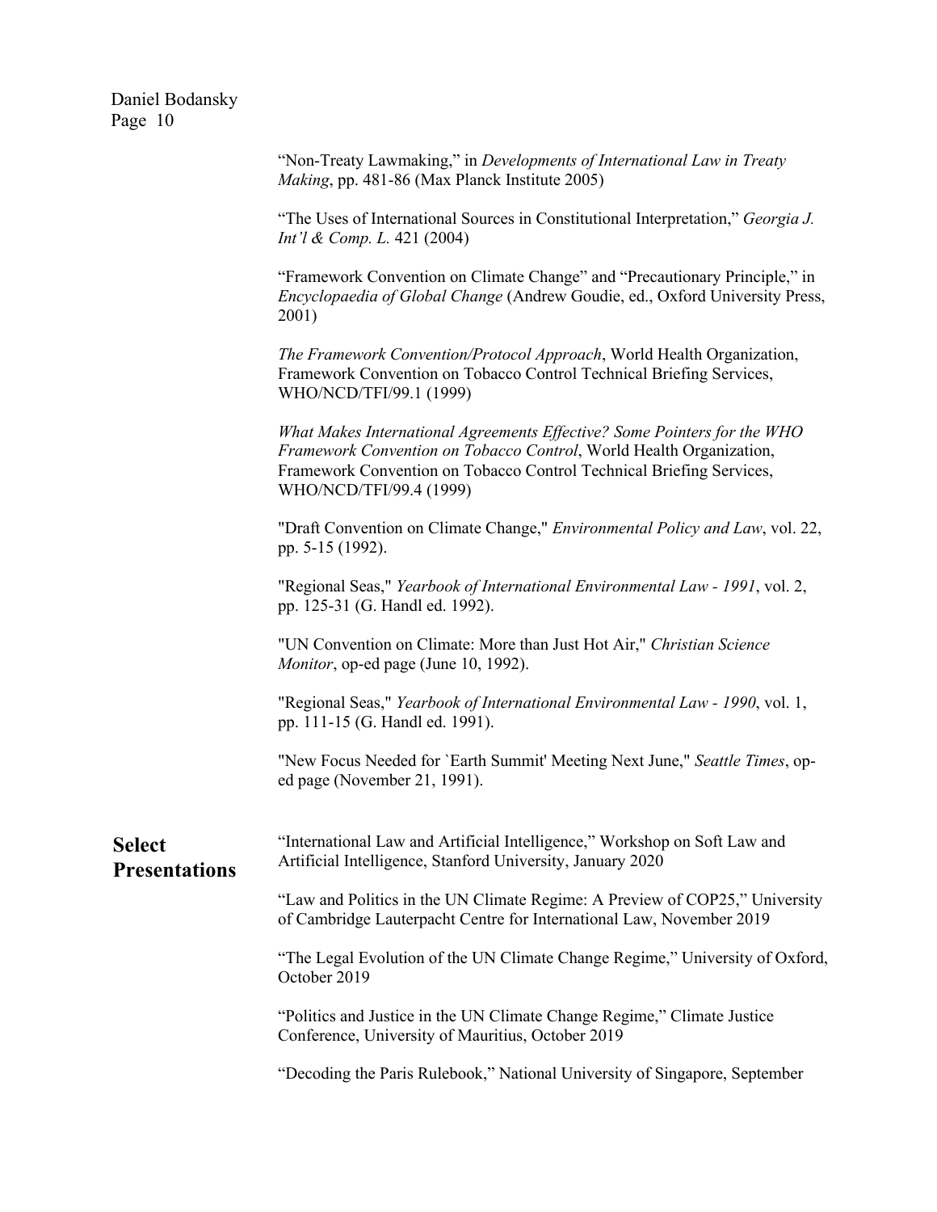"Non-Treaty Lawmaking," in *Developments of International Law in Treaty Making*, pp. 481-86 (Max Planck Institute 2005)

"The Uses of International Sources in Constitutional Interpretation," *Georgia J. Int'l & Comp. L.* 421 (2004)

"Framework Convention on Climate Change" and "Precautionary Principle," in *Encyclopaedia of Global Change* (Andrew Goudie, ed., Oxford University Press, 2001)

*The Framework Convention/Protocol Approach*, World Health Organization, Framework Convention on Tobacco Control Technical Briefing Services, WHO/NCD/TFI/99.1 (1999)

*What Makes International Agreements Effective? Some Pointers for the WHO Framework Convention on Tobacco Control*, World Health Organization, Framework Convention on Tobacco Control Technical Briefing Services, WHO/NCD/TFI/99.4 (1999)

"Draft Convention on Climate Change," *Environmental Policy and Law*, vol. 22, pp. 5-15 (1992).

"Regional Seas," *Yearbook of International Environmental Law - 1991*, vol. 2, pp. 125-31 (G. Handl ed. 1992).

"UN Convention on Climate: More than Just Hot Air," *Christian Science Monitor*, op-ed page (June 10, 1992).

"Regional Seas," *Yearbook of International Environmental Law - 1990*, vol. 1, pp. 111-15 (G. Handl ed. 1991).

"New Focus Needed for `Earth Summit' Meeting Next June," *Seattle Times*, op-ed page (November 21, 1991).

## Select Presentations

"International Law and Artificial Intelligence," Workshop on Soft Law and Artificial Intelligence, Stanford University, January 2020

"Law and Politics in the UN Climate Regime: A Preview of COP25," University of Cambridge Lauterpacht Centre for International Law, November 2019

"The Legal Evolution of the UN Climate Change Regime," University of Oxford, October 2019

"Politics and Justice in the UN Climate Change Regime," Climate Justice Conference, University of Mauritius, October 2019

"Decoding the Paris Rulebook," National University of Singapore, September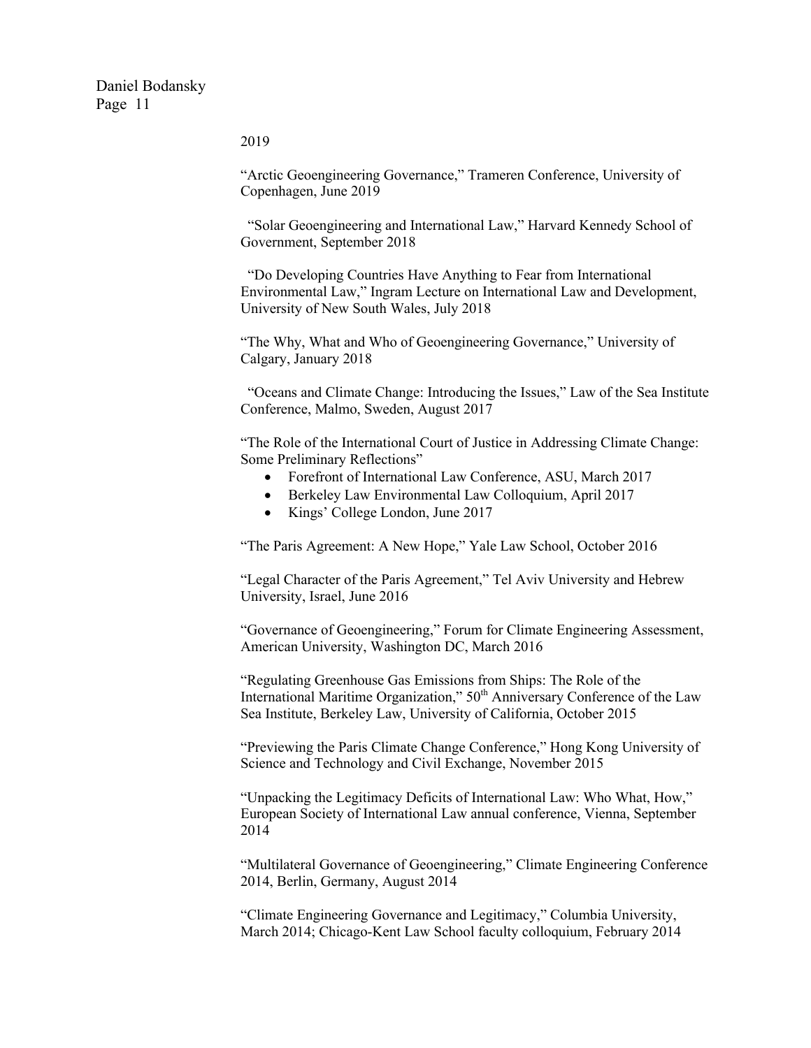2019

"Arctic Geoengineering Governance," Trameren Conference, University of Copenhagen, June 2019

"Solar Geoengineering and International Law," Harvard Kennedy School of Government, September 2018

"Do Developing Countries Have Anything to Fear from International Environmental Law," Ingram Lecture on International Law and Development, University of New South Wales, July 2018

"The Why, What and Who of Geoengineering Governance," University of Calgary, January 2018

"Oceans and Climate Change: Introducing the Issues," Law of the Sea Institute Conference, Malmo, Sweden, August 2017

"The Role of the International Court of Justice in Addressing Climate Change: Some Preliminary Reflections"

- Forefront of International Law Conference, ASU, March 2017
- Berkeley Law Environmental Law Colloquium, April 2017
- Kings' College London, June 2017

"The Paris Agreement: A New Hope," Yale Law School, October 2016

"Legal Character of the Paris Agreement," Tel Aviv University and Hebrew University, Israel, June 2016

"Governance of Geoengineering," Forum for Climate Engineering Assessment, American University, Washington DC, March 2016

"Regulating Greenhouse Gas Emissions from Ships: The Role of the International Maritime Organization," 50th Anniversary Conference of the Law Sea Institute, Berkeley Law, University of California, October 2015

"Previewing the Paris Climate Change Conference," Hong Kong University of Science and Technology and Civil Exchange, November 2015

"Unpacking the Legitimacy Deficits of International Law: Who What, How," European Society of International Law annual conference, Vienna, September 2014

"Multilateral Governance of Geoengineering," Climate Engineering Conference 2014, Berlin, Germany, August 2014

"Climate Engineering Governance and Legitimacy," Columbia University, March 2014; Chicago-Kent Law School faculty colloquium, February 2014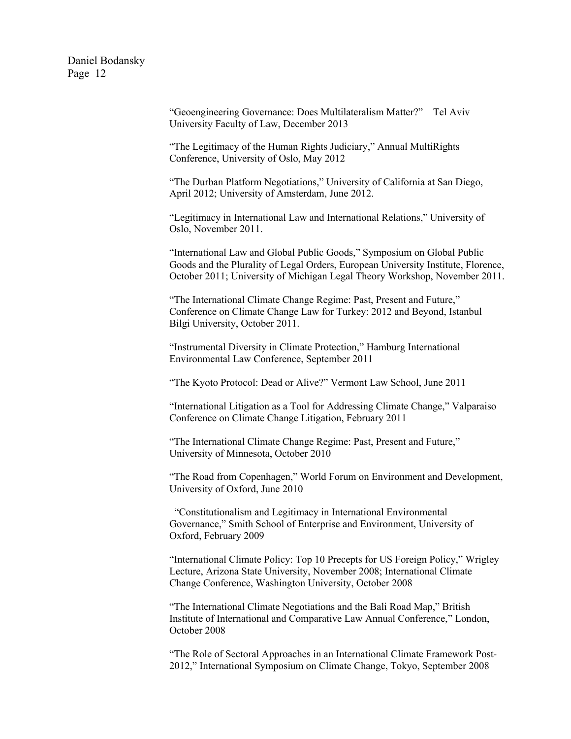"Geoengineering Governance: Does Multilateralism Matter?" Tel Aviv University Faculty of Law, December 2013

"The Legitimacy of the Human Rights Judiciary," Annual MultiRights Conference, University of Oslo, May 2012

"The Durban Platform Negotiations," University of California at San Diego, April 2012; University of Amsterdam, June 2012.

"Legitimacy in International Law and International Relations," University of Oslo, November 2011.

"International Law and Global Public Goods," Symposium on Global Public Goods and the Plurality of Legal Orders, European University Institute, Florence, October 2011; University of Michigan Legal Theory Workshop, November 2011.

"The International Climate Change Regime: Past, Present and Future," Conference on Climate Change Law for Turkey: 2012 and Beyond, Istanbul Bilgi University, October 2011.

"Instrumental Diversity in Climate Protection," Hamburg International Environmental Law Conference, September 2011

"The Kyoto Protocol: Dead or Alive?" Vermont Law School, June 2011

"International Litigation as a Tool for Addressing Climate Change," Valparaiso Conference on Climate Change Litigation, February 2011

"The International Climate Change Regime: Past, Present and Future," University of Minnesota, October 2010

"The Road from Copenhagen," World Forum on Environment and Development, University of Oxford, June 2010

"Constitutionalism and Legitimacy in International Environmental Governance," Smith School of Enterprise and Environment, University of Oxford, February 2009

"International Climate Policy: Top 10 Precepts for US Foreign Policy," Wrigley Lecture, Arizona State University, November 2008; International Climate Change Conference, Washington University, October 2008

"The International Climate Negotiations and the Bali Road Map," British Institute of International and Comparative Law Annual Conference," London, October 2008

"The Role of Sectoral Approaches in an International Climate Framework Post-2012," International Symposium on Climate Change, Tokyo, September 2008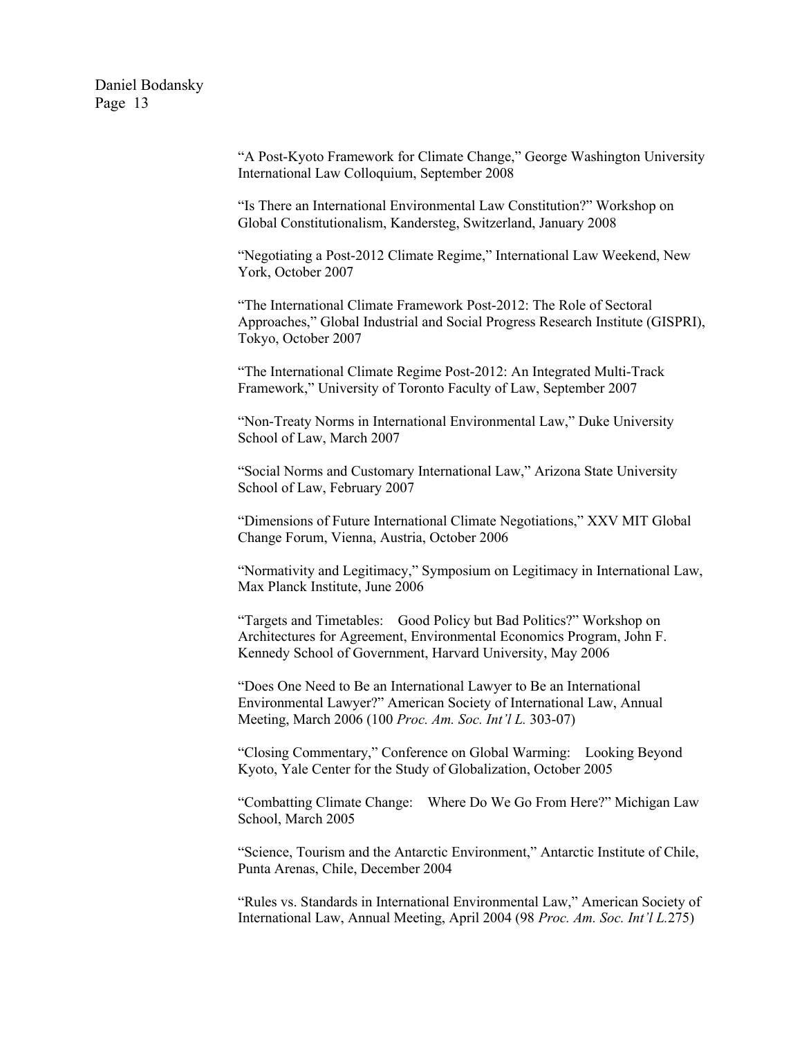"A Post-Kyoto Framework for Climate Change," George Washington University International Law Colloquium, September 2008

"Is There an International Environmental Law Constitution?" Workshop on Global Constitutionalism, Kandersteg, Switzerland, January 2008

"Negotiating a Post-2012 Climate Regime," International Law Weekend, New York, October 2007

"The International Climate Framework Post-2012: The Role of Sectoral Approaches," Global Industrial and Social Progress Research Institute (GISPRI), Tokyo, October 2007

"The International Climate Regime Post-2012: An Integrated Multi-Track Framework," University of Toronto Faculty of Law, September 2007

"Non-Treaty Norms in International Environmental Law," Duke University School of Law, March 2007

"Social Norms and Customary International Law," Arizona State University School of Law, February 2007

"Dimensions of Future International Climate Negotiations," XXV MIT Global Change Forum, Vienna, Austria, October 2006

"Normativity and Legitimacy," Symposium on Legitimacy in International Law, Max Planck Institute, June 2006

"Targets and Timetables: Good Policy but Bad Politics?" Workshop on Architectures for Agreement, Environmental Economics Program, John F. Kennedy School of Government, Harvard University, May 2006

"Does One Need to Be an International Lawyer to Be an International Environmental Lawyer?" American Society of International Law, Annual Meeting, March 2006 (100 *Proc. Am. Soc. Int'l L.* 303-07)

"Closing Commentary," Conference on Global Warming: Looking Beyond Kyoto, Yale Center for the Study of Globalization, October 2005

"Combatting Climate Change: Where Do We Go From Here?" Michigan Law School, March 2005

"Science, Tourism and the Antarctic Environment," Antarctic Institute of Chile, Punta Arenas, Chile, December 2004

"Rules vs. Standards in International Environmental Law," American Society of International Law, Annual Meeting, April 2004 (98 *Proc. Am. Soc. Int'l L.*275)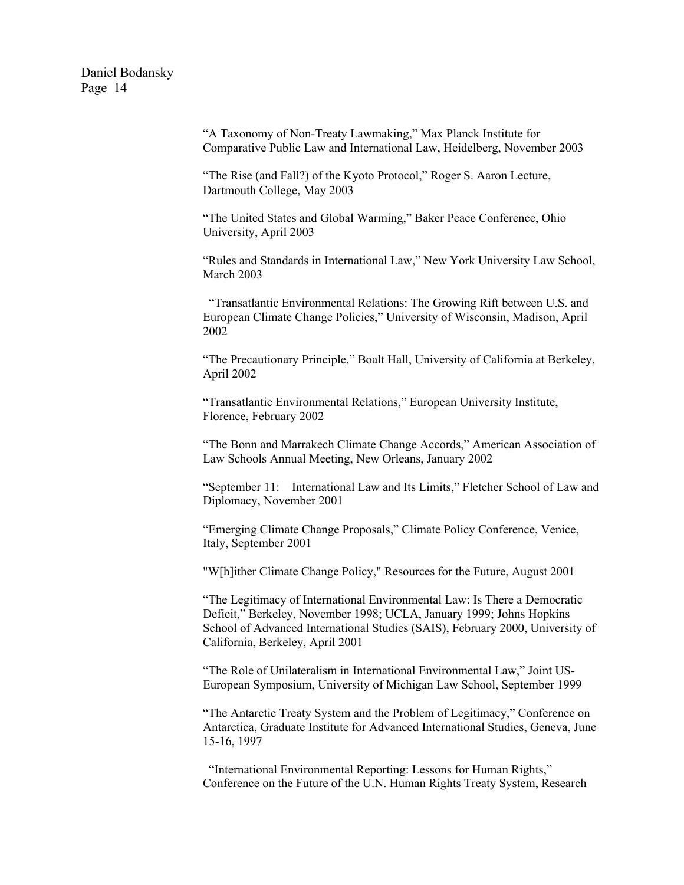"A Taxonomy of Non-Treaty Lawmaking," Max Planck Institute for Comparative Public Law and International Law, Heidelberg, November 2003

"The Rise (and Fall?) of the Kyoto Protocol," Roger S. Aaron Lecture, Dartmouth College, May 2003

"The United States and Global Warming," Baker Peace Conference, Ohio University, April 2003

"Rules and Standards in International Law," New York University Law School, March 2003

"Transatlantic Environmental Relations: The Growing Rift between U.S. and European Climate Change Policies," University of Wisconsin, Madison, April 2002

"The Precautionary Principle," Boalt Hall, University of California at Berkeley, April 2002

"Transatlantic Environmental Relations," European University Institute, Florence, February 2002

"The Bonn and Marrakech Climate Change Accords," American Association of Law Schools Annual Meeting, New Orleans, January 2002

"September 11: International Law and Its Limits," Fletcher School of Law and Diplomacy, November 2001

"Emerging Climate Change Proposals," Climate Policy Conference, Venice, Italy, September 2001

"W[h]ither Climate Change Policy," Resources for the Future, August 2001

"The Legitimacy of International Environmental Law: Is There a Democratic Deficit," Berkeley, November 1998; UCLA, January 1999; Johns Hopkins School of Advanced International Studies (SAIS), February 2000, University of California, Berkeley, April 2001

"The Role of Unilateralism in International Environmental Law," Joint US-European Symposium, University of Michigan Law School, September 1999

"The Antarctic Treaty System and the Problem of Legitimacy," Conference on Antarctica, Graduate Institute for Advanced International Studies, Geneva, June 15-16, 1997

"International Environmental Reporting: Lessons for Human Rights," Conference on the Future of the U.N. Human Rights Treaty System, Research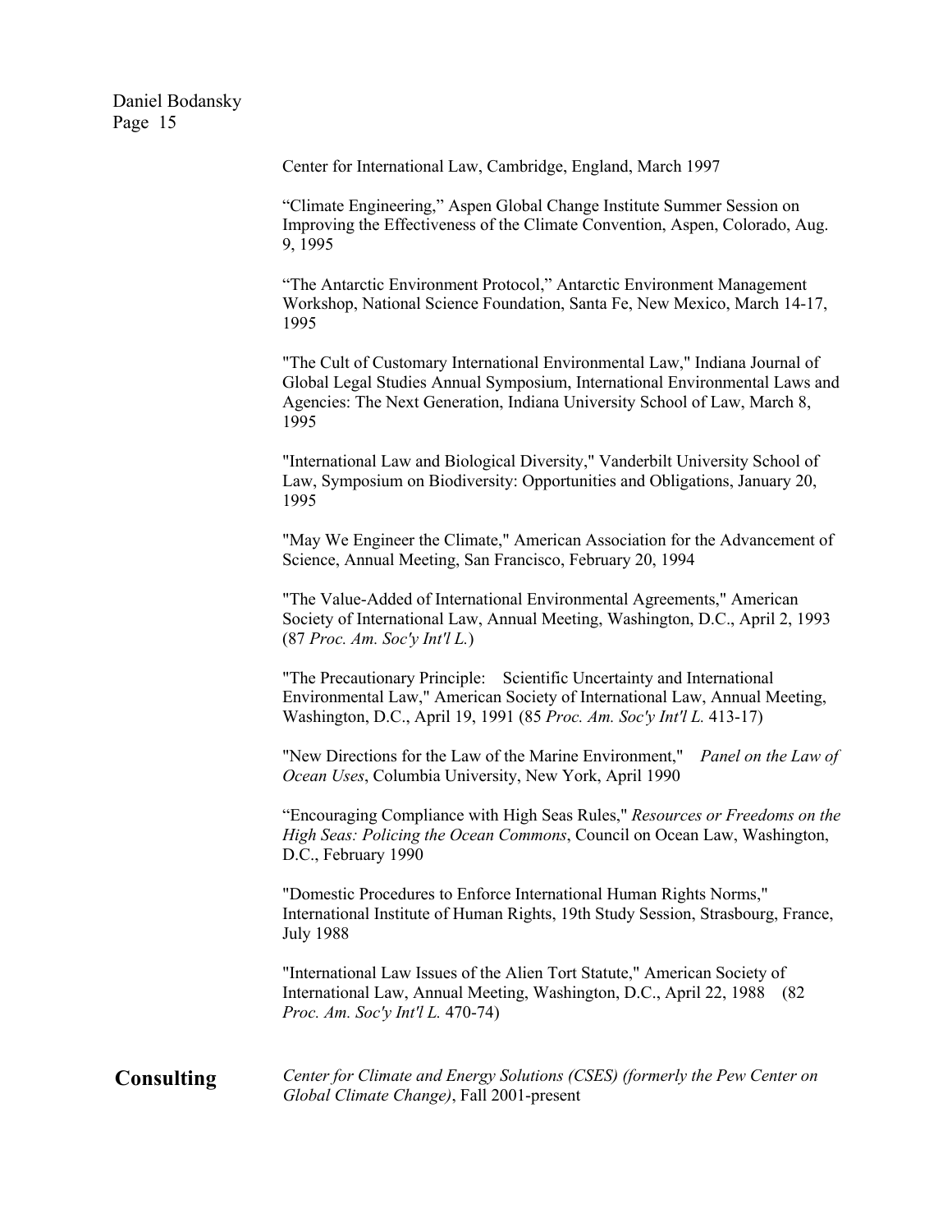Center for International Law, Cambridge, England, March 1997

“Climate Engineering,” Aspen Global Change Institute Summer Session on Improving the Effectiveness of the Climate Convention, Aspen, Colorado, Aug. 9, 1995

“The Antarctic Environment Protocol,” Antarctic Environment Management Workshop, National Science Foundation, Santa Fe, New Mexico, March 14-17, 1995

"The Cult of Customary International Environmental Law," Indiana Journal of Global Legal Studies Annual Symposium, International Environmental Laws and Agencies: The Next Generation, Indiana University School of Law, March 8, 1995

"International Law and Biological Diversity," Vanderbilt University School of Law, Symposium on Biodiversity: Opportunities and Obligations, January 20, 1995

"May We Engineer the Climate," American Association for the Advancement of Science, Annual Meeting, San Francisco, February 20, 1994

"The Value-Added of International Environmental Agreements," American Society of International Law, Annual Meeting, Washington, D.C., April 2, 1993 (87 *Proc. Am. Soc'y Int'l L.*)

"The Precautionary Principle: Scientific Uncertainty and International Environmental Law," American Society of International Law, Annual Meeting, Washington, D.C., April 19, 1991 (85 *Proc. Am. Soc'y Int'l L.* 413-17)

"New Directions for the Law of the Marine Environment," *Panel on the Law of Ocean Uses*, Columbia University, New York, April 1990

“Encouraging Compliance with High Seas Rules," *Resources or Freedoms on the High Seas: Policing the Ocean Commons*, Council on Ocean Law, Washington, D.C., February 1990

"Domestic Procedures to Enforce International Human Rights Norms," International Institute of Human Rights, 19th Study Session, Strasbourg, France, July 1988

"International Law Issues of the Alien Tort Statute," American Society of International Law, Annual Meeting, Washington, D.C., April 22, 1988 (82 *Proc. Am. Soc'y Int'l L.* 470-74)

## Consulting

*Center for Climate and Energy Solutions (CSES) (formerly the Pew Center on Global Climate Change)*, Fall 2001-present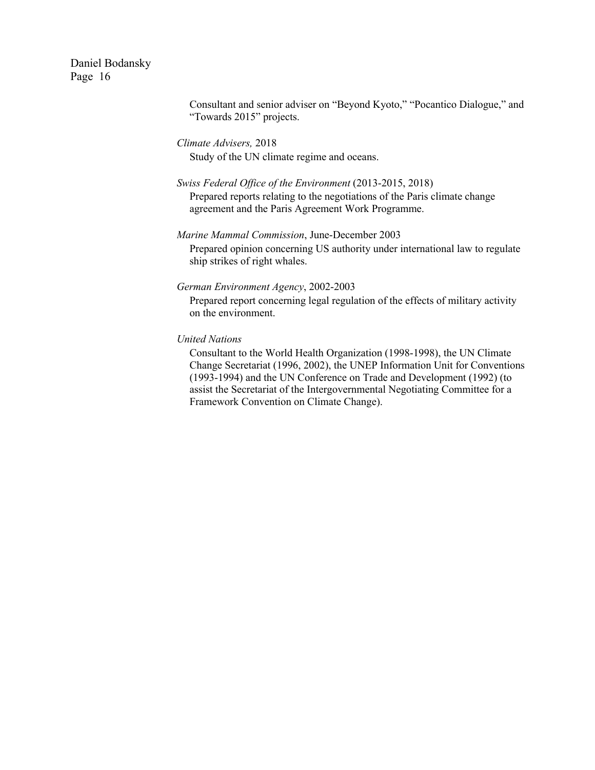Consultant and senior adviser on "Beyond Kyoto," "Pocantico Dialogue," and "Towards 2015" projects.

*Climate Advisers,* 2018

Study of the UN climate regime and oceans.

*Swiss Federal Office of the Environment* (2013-2015, 2018)

Prepared reports relating to the negotiations of the Paris climate change agreement and the Paris Agreement Work Programme.

*Marine Mammal Commission*, June-December 2003

Prepared opinion concerning US authority under international law to regulate ship strikes of right whales.

*German Environment Agency*, 2002-2003

Prepared report concerning legal regulation of the effects of military activity on the environment.

*United Nations*

Consultant to the World Health Organization (1998-1998), the UN Climate Change Secretariat (1996, 2002), the UNEP Information Unit for Conventions (1993-1994) and the UN Conference on Trade and Development (1992) (to assist the Secretariat of the Intergovernmental Negotiating Committee for a Framework Convention on Climate Change).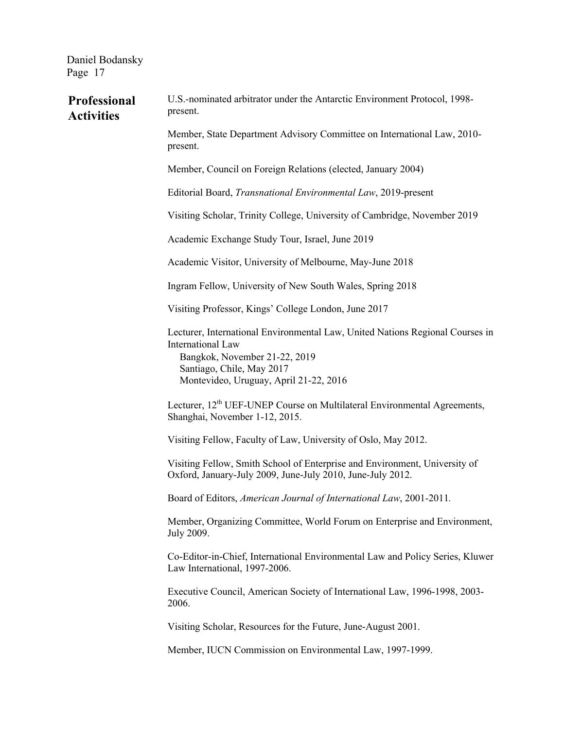## Professional Activities

U.S.-nominated arbitrator under the Antarctic Environment Protocol, 1998-present.

Member, State Department Advisory Committee on International Law, 2010-present.

Member, Council on Foreign Relations (elected, January 2004)

Editorial Board, *Transnational Environmental Law*, 2019-present

Visiting Scholar, Trinity College, University of Cambridge, November 2019

Academic Exchange Study Tour, Israel, June 2019

Academic Visitor, University of Melbourne, May-June 2018

Ingram Fellow, University of New South Wales, Spring 2018

Visiting Professor, Kings' College London, June 2017

Lecturer, International Environmental Law, United Nations Regional Courses in International Law
- Bangkok, November 21-22, 2019
- Santiago, Chile, May 2017
- Montevideo, Uruguay, April 21-22, 2016

Lecturer, 12th UEF-UNEP Course on Multilateral Environmental Agreements, Shanghai, November 1-12, 2015.

Visiting Fellow, Faculty of Law, University of Oslo, May 2012.

Visiting Fellow, Smith School of Enterprise and Environment, University of Oxford, January-July 2009, June-July 2010, June-July 2012.

Board of Editors, *American Journal of International Law*, 2001-2011.

Member, Organizing Committee, World Forum on Enterprise and Environment, July 2009.

Co-Editor-in-Chief, International Environmental Law and Policy Series, Kluwer Law International, 1997-2006.

Executive Council, American Society of International Law, 1996-1998, 2003-2006.

Visiting Scholar, Resources for the Future, June-August 2001.

Member, IUCN Commission on Environmental Law, 1997-1999.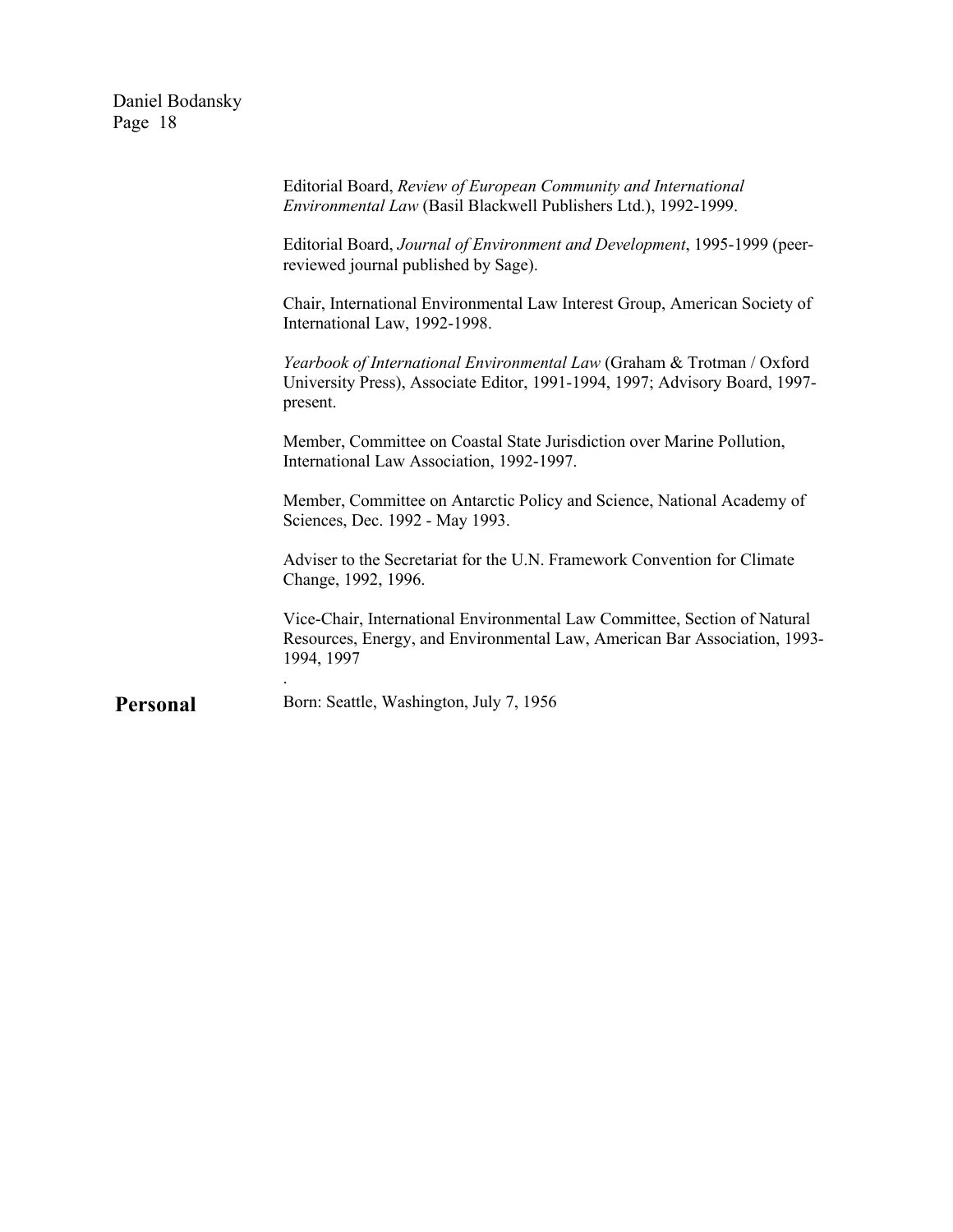Editorial Board, *Review of European Community and International Environmental Law* (Basil Blackwell Publishers Ltd.), 1992-1999.

Editorial Board, *Journal of Environment and Development*, 1995-1999 (peer-reviewed journal published by Sage).

Chair, International Environmental Law Interest Group, American Society of International Law, 1992-1998.

*Yearbook of International Environmental Law* (Graham & Trotman / Oxford University Press), Associate Editor, 1991-1994, 1997; Advisory Board, 1997-present.

Member, Committee on Coastal State Jurisdiction over Marine Pollution, International Law Association, 1992-1997.

Member, Committee on Antarctic Policy and Science, National Academy of Sciences, Dec. 1992 - May 1993.

Adviser to the Secretariat for the U.N. Framework Convention for Climate Change, 1992, 1996.

Vice-Chair, International Environmental Law Committee, Section of Natural Resources, Energy, and Environmental Law, American Bar Association, 1993-1994, 1997

.

## Personal

Born: Seattle, Washington, July 7, 1956